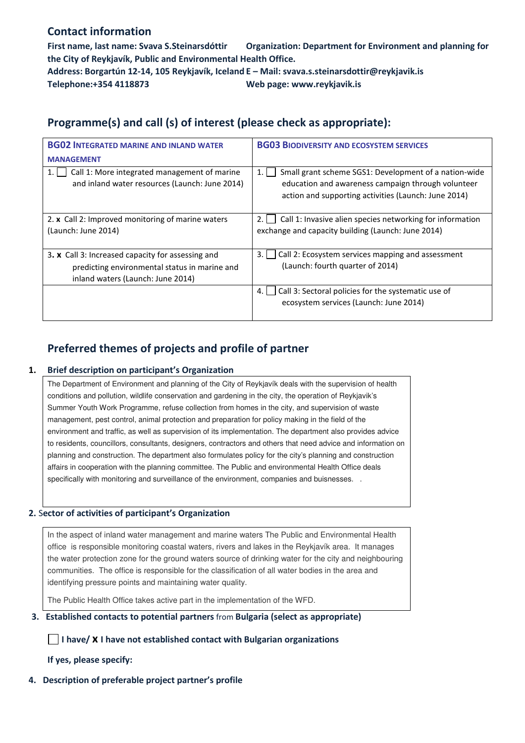## Contact information

**First name, last name: Svava S.Steinarsdóttir** **Organization: Department for Environment and planning for the City of Reykjavík, Public and Environmental Health Office.**
**Address: Borgartún 12-14, 105 Reykjavík, Iceland** **E – Mail: svava.s.steinarsdottir@reykjavik.is**
**Telephone:+354 4118873** **Web page: www.reykjavik.is**

## Programme(s) and call (s) of interest (please check as appropriate):

| **BG02 INTEGRATED MARINE AND INLAND WATER MANAGEMENT** | **BG03 BIODIVERSITY AND ECOSYSTEM SERVICES** |
|---|---|
| 1. ☐ Call 1: More integrated management of marine and inland water resources (Launch: June 2014) | 1. ☐ Small grant scheme SGS1: Development of a nation-wide education and awareness campaign through volunteer action and supporting activities (Launch: June 2014) |
| 2. **x** Call 2: Improved monitoring of marine waters (Launch: June 2014) | 2. ☐ Call 1: Invasive alien species networking for information exchange and capacity building (Launch: June 2014) |
| 3. **x** Call 3: Increased capacity for assessing and predicting environmental status in marine and inland waters (Launch: June 2014) | 3. ☐ Call 2: Ecosystem services mapping and assessment (Launch: fourth quarter of 2014) |
| | 4. ☐ Call 3: Sectoral policies for the systematic use of ecosystem services (Launch: June 2014) |

## Preferred themes of projects and profile of partner

### 1. Brief description on participant's Organization

The Department of Environment and planning of the City of Reykjavík deals with the supervision of health conditions and pollution, wildlife conservation and gardening in the city, the operation of Reykjavik's Summer Youth Work Programme, refuse collection from homes in the city, and supervision of waste management, pest control, animal protection and preparation for policy making in the field of the environment and traffic, as well as supervision of its implementation. The department also provides advice to residents, councillors, consultants, designers, contractors and others that need advice and information on planning and construction. The department also formulates policy for the city's planning and construction affairs in cooperation with the planning committee. The Public and environmental Health Office deals specifically with monitoring and surveillance of the environment, companies and buisnesses. .

### 2. Sector of activities of participant's Organization

In the aspect of inland water management and marine waters The Public and Environmental Health office is responsible monitoring coastal waters, rivers and lakes in the Reykjavík area. It manages the water protection zone for the ground waters source of drinking water for the city and neighbouring communities. The office is responsible for the classification of all water bodies in the area and identifying pressure points and maintaining water quality.

The Public Health Office takes active part in the implementation of the WFD.

### 3. Established contacts to potential partners from Bulgaria (select as appropriate)

☐ **I have/ X I have not established contact with Bulgarian organizations**

**If yes, please specify:**

### 4. Description of preferable project partner's profile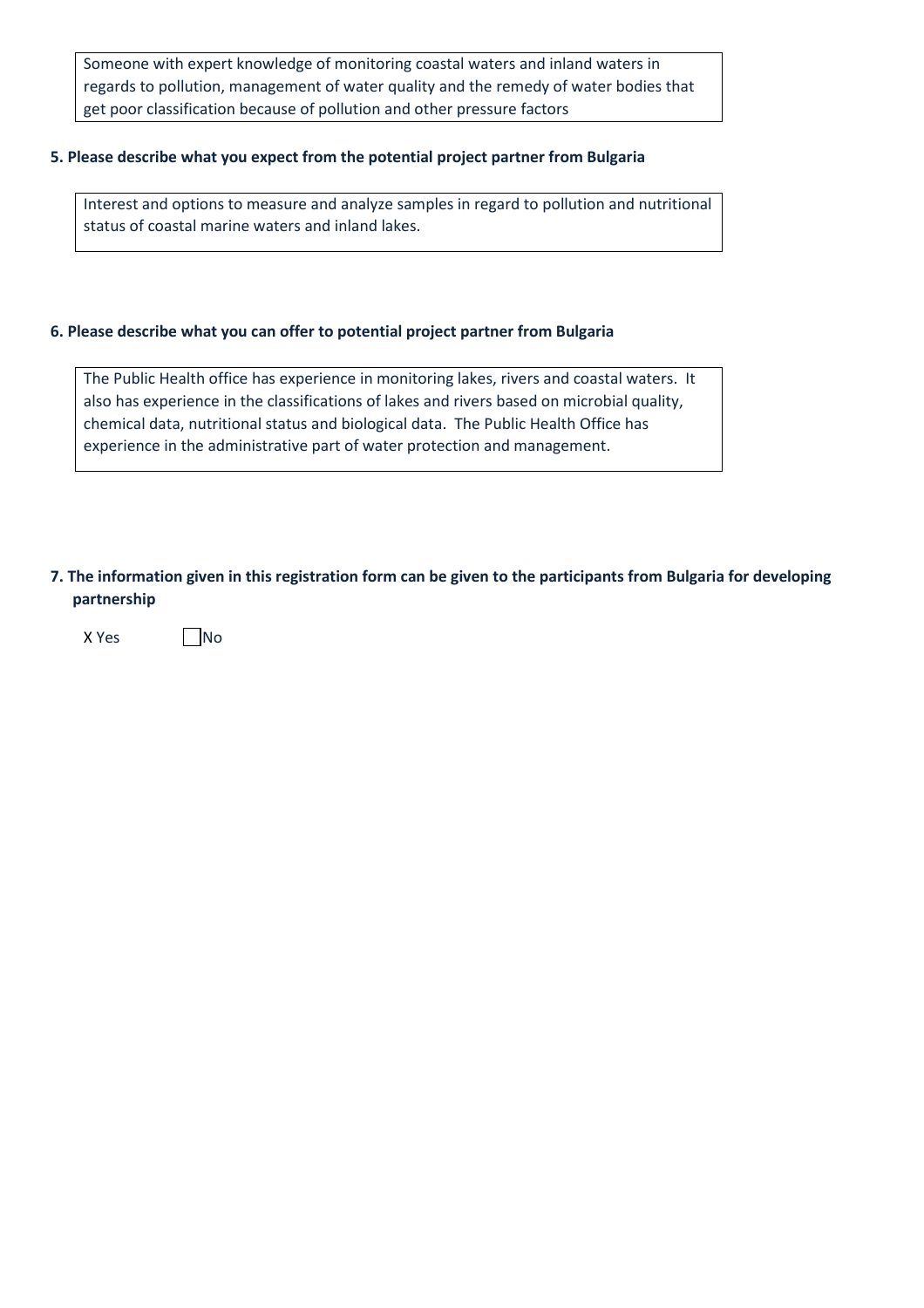Someone with expert knowledge of monitoring coastal waters and inland waters in regards to pollution, management of water quality and the remedy of water bodies that get poor classification because of pollution and other pressure factors

**5. Please describe what you expect from the potential project partner from Bulgaria**

Interest and options to measure and analyze samples in regard to pollution and nutritional status of coastal marine waters and inland lakes.

**6. Please describe what you can offer to potential project partner from Bulgaria**

The Public Health office has experience in monitoring lakes, rivers and coastal waters. It also has experience in the classifications of lakes and rivers based on microbial quality, chemical data, nutritional status and biological data. The Public Health Office has experience in the administrative part of water protection and management.

**7. The information given in this registration form can be given to the participants from Bulgaria for developing partnership**

X Yes ☐ No